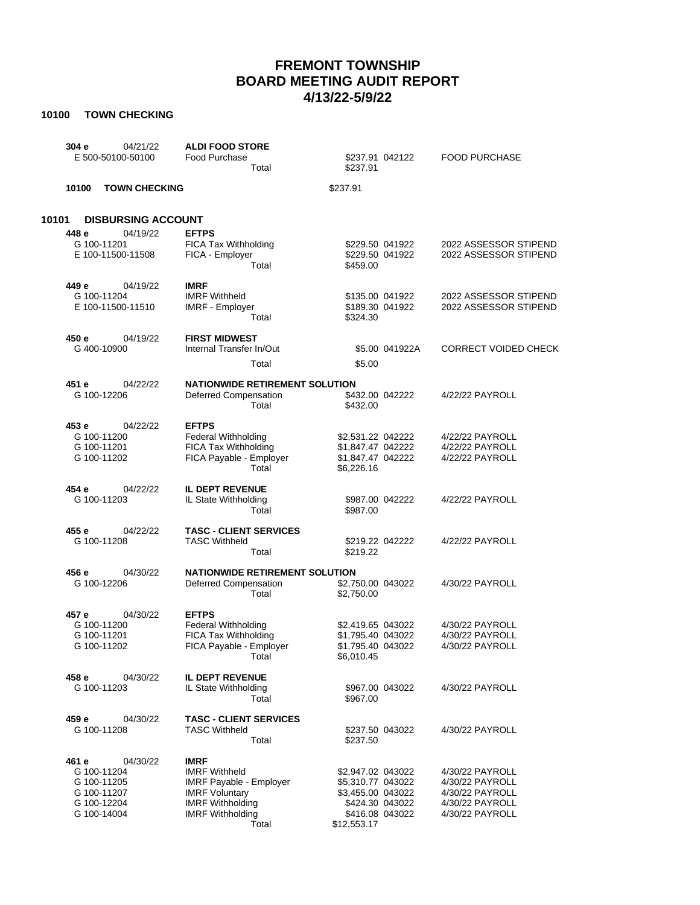# FREMONT TOWNSHIP
# BOARD MEETING AUDIT REPORT
# 4/13/22-5/9/22

## 10100 TOWN CHECKING

| | | | | | |
|---|---|---|---|---|---|
| **304 e** | 04/21/22 | **ALDI FOOD STORE** | | | |
| E 500-50100-50100 | | Food Purchase | $237.91 | 042122 | FOOD PURCHASE |
| | | Total | $237.91 | | |
| **10100** | **TOWN CHECKING** | | $237.91 | | |

## 10101 DISBURSING ACCOUNT

| | | | | | |
|---|---|---|---|---|---|
| **448 e** | 04/19/22 | **EFTPS** | | | |
| G 100-11201 | | FICA Tax Withholding | $229.50 | 041922 | 2022 ASSESSOR STIPEND |
| E 100-11500-11508 | | FICA - Employer | $229.50 | 041922 | 2022 ASSESSOR STIPEND |
| | | Total | $459.00 | | |
| **449 e** | 04/19/22 | **IMRF** | | | |
| G 100-11204 | | IMRF Withheld | $135.00 | 041922 | 2022 ASSESSOR STIPEND |
| E 100-11500-11510 | | IMRF - Employer | $189.30 | 041922 | 2022 ASSESSOR STIPEND |
| | | Total | $324.30 | | |
| **450 e** | 04/19/22 | **FIRST MIDWEST** | | | |
| G 400-10900 | | Internal Transfer In/Out | $5.00 | 041922A | CORRECT VOIDED CHECK |
| | | Total | $5.00 | | |
| **451 e** | 04/22/22 | **NATIONWIDE RETIREMENT SOLUTION** | | | |
| G 100-12206 | | Deferred Compensation | $432.00 | 042222 | 4/22/22 PAYROLL |
| | | Total | $432.00 | | |
| **453 e** | 04/22/22 | **EFTPS** | | | |
| G 100-11200 | | Federal Withholding | $2,531.22 | 042222 | 4/22/22 PAYROLL |
| G 100-11201 | | FICA Tax Withholding | $1,847.47 | 042222 | 4/22/22 PAYROLL |
| G 100-11202 | | FICA Payable - Employer | $1,847.47 | 042222 | 4/22/22 PAYROLL |
| | | Total | $6,226.16 | | |
| **454 e** | 04/22/22 | **IL DEPT REVENUE** | | | |
| G 100-11203 | | IL State Withholding | $987.00 | 042222 | 4/22/22 PAYROLL |
| | | Total | $987.00 | | |
| **455 e** | 04/22/22 | **TASC - CLIENT SERVICES** | | | |
| G 100-11208 | | TASC Withheld | $219.22 | 042222 | 4/22/22 PAYROLL |
| | | Total | $219.22 | | |
| **456 e** | 04/30/22 | **NATIONWIDE RETIREMENT SOLUTION** | | | |
| G 100-12206 | | Deferred Compensation | $2,750.00 | 043022 | 4/30/22 PAYROLL |
| | | Total | $2,750.00 | | |
| **457 e** | 04/30/22 | **EFTPS** | | | |
| G 100-11200 | | Federal Withholding | $2,419.65 | 043022 | 4/30/22 PAYROLL |
| G 100-11201 | | FICA Tax Withholding | $1,795.40 | 043022 | 4/30/22 PAYROLL |
| G 100-11202 | | FICA Payable - Employer | $1,795.40 | 043022 | 4/30/22 PAYROLL |
| | | Total | $6,010.45 | | |
| **458 e** | 04/30/22 | **IL DEPT REVENUE** | | | |
| G 100-11203 | | IL State Withholding | $967.00 | 043022 | 4/30/22 PAYROLL |
| | | Total | $967.00 | | |
| **459 e** | 04/30/22 | **TASC - CLIENT SERVICES** | | | |
| G 100-11208 | | TASC Withheld | $237.50 | 043022 | 4/30/22 PAYROLL |
| | | Total | $237.50 | | |
| **461 e** | 04/30/22 | **IMRF** | | | |
| G 100-11204 | | IMRF Withheld | $2,947.02 | 043022 | 4/30/22 PAYROLL |
| G 100-11205 | | IMRF Payable - Employer | $5,310.77 | 043022 | 4/30/22 PAYROLL |
| G 100-11207 | | IMRF Voluntary | $3,455.00 | 043022 | 4/30/22 PAYROLL |
| G 100-12204 | | IMRF Withholding | $424.30 | 043022 | 4/30/22 PAYROLL |
| G 100-14004 | | IMRF Withholding | $416.08 | 043022 | 4/30/22 PAYROLL |
| | | Total | $12,553.17 | | |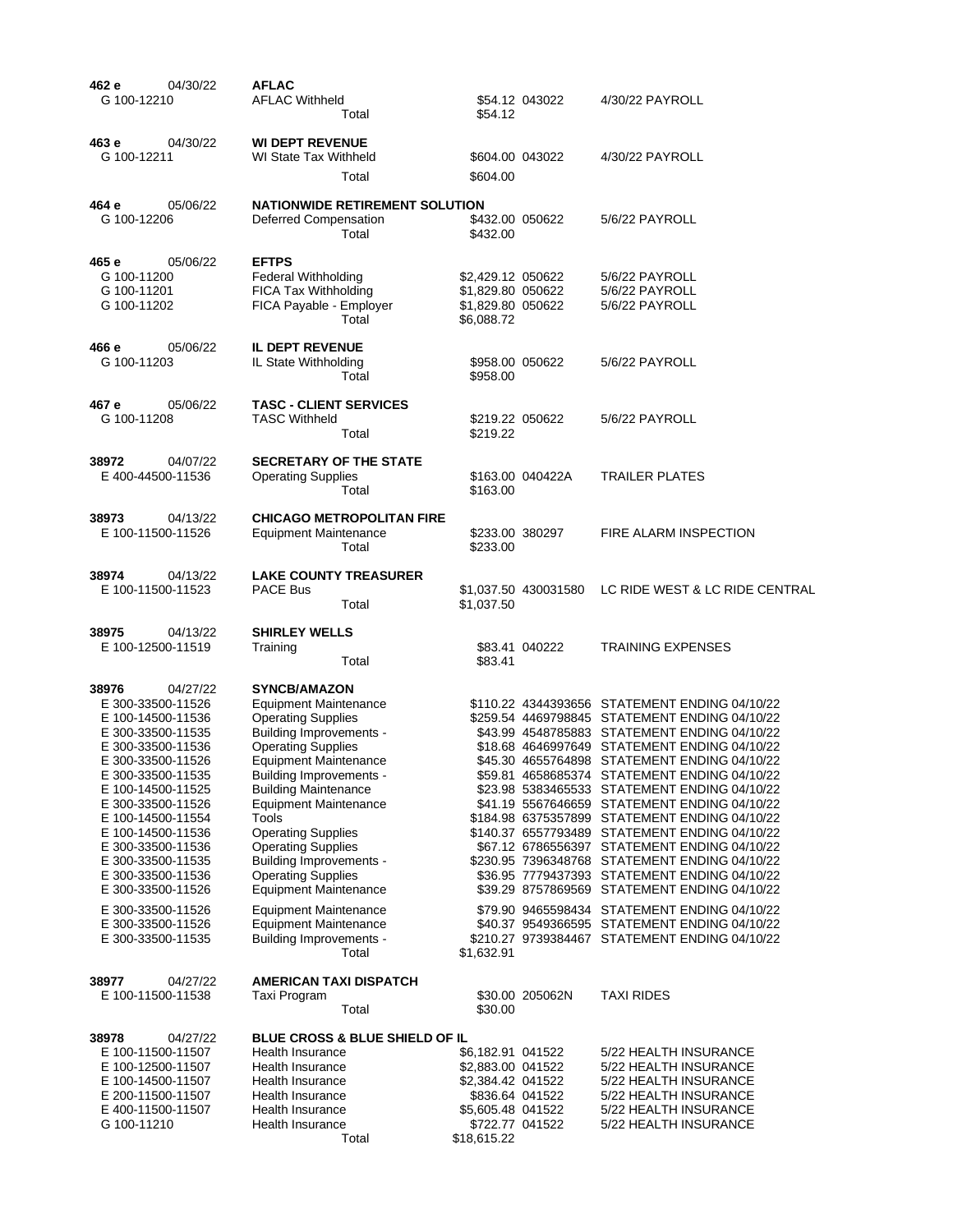| Check # / Account | Date | Vendor / Description | Amount | Invoice | Comment |
|---|---|---|---|---|---|
| **462 e** | 04/30/22 | **AFLAC** | | | |
| G 100-12210 | | AFLAC Withheld | $54.12 | 043022 | 4/30/22 PAYROLL |
| | | Total | $54.12 | | |
| **463 e** | 04/30/22 | **WI DEPT REVENUE** | | | |
| G 100-12211 | | WI State Tax Withheld | $604.00 | 043022 | 4/30/22 PAYROLL |
| | | Total | $604.00 | | |
| **464 e** | 05/06/22 | **NATIONWIDE RETIREMENT SOLUTION** | | | |
| G 100-12206 | | Deferred Compensation | $432.00 | 050622 | 5/6/22 PAYROLL |
| | | Total | $432.00 | | |
| **465 e** | 05/06/22 | **EFTPS** | | | |
| G 100-11200 | | Federal Withholding | $2,429.12 | 050622 | 5/6/22 PAYROLL |
| G 100-11201 | | FICA Tax Withholding | $1,829.80 | 050622 | 5/6/22 PAYROLL |
| G 100-11202 | | FICA Payable - Employer | $1,829.80 | 050622 | 5/6/22 PAYROLL |
| | | Total | $6,088.72 | | |
| **466 e** | 05/06/22 | **IL DEPT REVENUE** | | | |
| G 100-11203 | | IL State Withholding | $958.00 | 050622 | 5/6/22 PAYROLL |
| | | Total | $958.00 | | |
| **467 e** | 05/06/22 | **TASC - CLIENT SERVICES** | | | |
| G 100-11208 | | TASC Withheld | $219.22 | 050622 | 5/6/22 PAYROLL |
| | | Total | $219.22 | | |
| **38972** | 04/07/22 | **SECRETARY OF THE STATE** | | | |
| E 400-44500-11536 | | Operating Supplies | $163.00 | 040422A | TRAILER PLATES |
| | | Total | $163.00 | | |
| **38973** | 04/13/22 | **CHICAGO METROPOLITAN FIRE** | | | |
| E 100-11500-11526 | | Equipment Maintenance | $233.00 | 380297 | FIRE ALARM INSPECTION |
| | | Total | $233.00 | | |
| **38974** | 04/13/22 | **LAKE COUNTY TREASURER** | | | |
| E 100-11500-11523 | | PACE Bus | $1,037.50 | 430031580 | LC RIDE WEST & LC RIDE CENTRAL |
| | | Total | $1,037.50 | | |
| **38975** | 04/13/22 | **SHIRLEY WELLS** | | | |
| E 100-12500-11519 | | Training | $83.41 | 040222 | TRAINING EXPENSES |
| | | Total | $83.41 | | |
| **38976** | 04/27/22 | **SYNCB/AMAZON** | | | |
| E 300-33500-11526 | | Equipment Maintenance | $110.22 | 4344393656 | STATEMENT ENDING 04/10/22 |
| E 100-14500-11536 | | Operating Supplies | $259.54 | 4469798845 | STATEMENT ENDING 04/10/22 |
| E 300-33500-11535 | | Building Improvements - | $43.99 | 4548785883 | STATEMENT ENDING 04/10/22 |
| E 300-33500-11536 | | Operating Supplies | $18.68 | 4646997649 | STATEMENT ENDING 04/10/22 |
| E 300-33500-11526 | | Equipment Maintenance | $45.30 | 4655764898 | STATEMENT ENDING 04/10/22 |
| E 300-33500-11535 | | Building Improvements - | $59.81 | 4658685374 | STATEMENT ENDING 04/10/22 |
| E 100-14500-11525 | | Building Maintenance | $23.98 | 5383465533 | STATEMENT ENDING 04/10/22 |
| E 300-33500-11526 | | Equipment Maintenance | $41.19 | 5567646659 | STATEMENT ENDING 04/10/22 |
| E 100-14500-11554 | | Tools | $184.98 | 6375357899 | STATEMENT ENDING 04/10/22 |
| E 100-14500-11536 | | Operating Supplies | $140.37 | 6557793489 | STATEMENT ENDING 04/10/22 |
| E 300-33500-11536 | | Operating Supplies | $67.12 | 6786556397 | STATEMENT ENDING 04/10/22 |
| E 300-33500-11535 | | Building Improvements - | $230.95 | 7396348768 | STATEMENT ENDING 04/10/22 |
| E 300-33500-11536 | | Operating Supplies | $36.95 | 7779437393 | STATEMENT ENDING 04/10/22 |
| E 300-33500-11526 | | Equipment Maintenance | $39.29 | 8757869569 | STATEMENT ENDING 04/10/22 |
| E 300-33500-11526 | | Equipment Maintenance | $79.90 | 9465598434 | STATEMENT ENDING 04/10/22 |
| E 300-33500-11526 | | Equipment Maintenance | $40.37 | 9549366595 | STATEMENT ENDING 04/10/22 |
| E 300-33500-11535 | | Building Improvements - | $210.27 | 9739384467 | STATEMENT ENDING 04/10/22 |
| | | Total | $1,632.91 | | |
| **38977** | 04/27/22 | **AMERICAN TAXI DISPATCH** | | | |
| E 100-11500-11538 | | Taxi Program | $30.00 | 205062N | TAXI RIDES |
| | | Total | $30.00 | | |
| **38978** | 04/27/22 | **BLUE CROSS & BLUE SHIELD OF IL** | | | |
| E 100-11500-11507 | | Health Insurance | $6,182.91 | 041522 | 5/22 HEALTH INSURANCE |
| E 100-12500-11507 | | Health Insurance | $2,883.00 | 041522 | 5/22 HEALTH INSURANCE |
| E 100-14500-11507 | | Health Insurance | $2,384.42 | 041522 | 5/22 HEALTH INSURANCE |
| E 200-11500-11507 | | Health Insurance | $836.64 | 041522 | 5/22 HEALTH INSURANCE |
| E 400-11500-11507 | | Health Insurance | $5,605.48 | 041522 | 5/22 HEALTH INSURANCE |
| G 100-11210 | | Health Insurance | $722.77 | 041522 | 5/22 HEALTH INSURANCE |
| | | Total | $18,615.22 | | |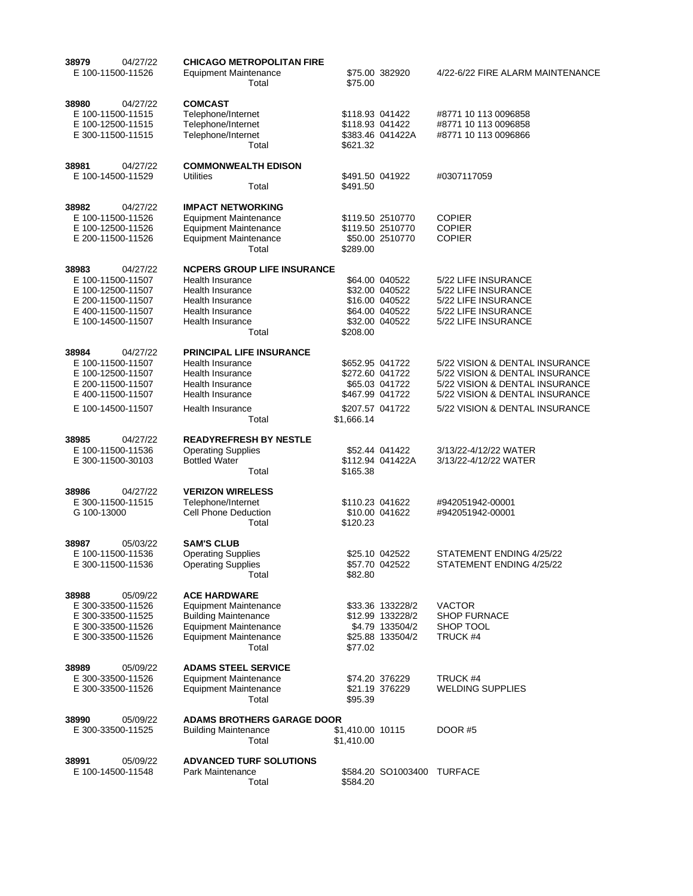| Check / Account | Date / Vendor / Description | Amount | Invoice | Memo |
|---|---|---|---|---|
| **38979** 04/27/22 | **CHICAGO METROPOLITAN FIRE** | | | |
| E 100-11500-11526 | Equipment Maintenance | $75.00 | 382920 | 4/22-6/22 FIRE ALARM MAINTENANCE |
| | Total | $75.00 | | |
| **38980** 04/27/22 | **COMCAST** | | | |
| E 100-11500-11515 | Telephone/Internet | $118.93 | 041422 | #8771 10 113 0096858 |
| E 100-12500-11515 | Telephone/Internet | $118.93 | 041422 | #8771 10 113 0096858 |
| E 300-11500-11515 | Telephone/Internet | $383.46 | 041422A | #8771 10 113 0096866 |
| | Total | $621.32 | | |
| **38981** 04/27/22 | **COMMONWEALTH EDISON** | | | |
| E 100-14500-11529 | Utilities | $491.50 | 041922 | #0307117059 |
| | Total | $491.50 | | |
| **38982** 04/27/22 | **IMPACT NETWORKING** | | | |
| E 100-11500-11526 | Equipment Maintenance | $119.50 | 2510770 | COPIER |
| E 100-12500-11526 | Equipment Maintenance | $119.50 | 2510770 | COPIER |
| E 200-11500-11526 | Equipment Maintenance | $50.00 | 2510770 | COPIER |
| | Total | $289.00 | | |
| **38983** 04/27/22 | **NCPERS GROUP LIFE INSURANCE** | | | |
| E 100-11500-11507 | Health Insurance | $64.00 | 040522 | 5/22 LIFE INSURANCE |
| E 100-12500-11507 | Health Insurance | $32.00 | 040522 | 5/22 LIFE INSURANCE |
| E 200-11500-11507 | Health Insurance | $16.00 | 040522 | 5/22 LIFE INSURANCE |
| E 400-11500-11507 | Health Insurance | $64.00 | 040522 | 5/22 LIFE INSURANCE |
| E 100-14500-11507 | Health Insurance | $32.00 | 040522 | 5/22 LIFE INSURANCE |
| | Total | $208.00 | | |
| **38984** 04/27/22 | **PRINCIPAL LIFE INSURANCE** | | | |
| E 100-11500-11507 | Health Insurance | $652.95 | 041722 | 5/22 VISION & DENTAL INSURANCE |
| E 100-12500-11507 | Health Insurance | $272.60 | 041722 | 5/22 VISION & DENTAL INSURANCE |
| E 200-11500-11507 | Health Insurance | $65.03 | 041722 | 5/22 VISION & DENTAL INSURANCE |
| E 400-11500-11507 | Health Insurance | $467.99 | 041722 | 5/22 VISION & DENTAL INSURANCE |
| E 100-14500-11507 | Health Insurance | $207.57 | 041722 | 5/22 VISION & DENTAL INSURANCE |
| | Total | $1,666.14 | | |
| **38985** 04/27/22 | **READYREFRESH BY NESTLE** | | | |
| E 100-11500-11536 | Operating Supplies | $52.44 | 041422 | 3/13/22-4/12/22 WATER |
| E 300-11500-30103 | Bottled Water | $112.94 | 041422A | 3/13/22-4/12/22 WATER |
| | Total | $165.38 | | |
| **38986** 04/27/22 | **VERIZON WIRELESS** | | | |
| E 300-11500-11515 | Telephone/Internet | $110.23 | 041622 | #942051942-00001 |
| G 100-13000 | Cell Phone Deduction | $10.00 | 041622 | #942051942-00001 |
| | Total | $120.23 | | |
| **38987** 05/03/22 | **SAM'S CLUB** | | | |
| E 100-11500-11536 | Operating Supplies | $25.10 | 042522 | STATEMENT ENDING 4/25/22 |
| E 300-11500-11536 | Operating Supplies | $57.70 | 042522 | STATEMENT ENDING 4/25/22 |
| | Total | $82.80 | | |
| **38988** 05/09/22 | **ACE HARDWARE** | | | |
| E 300-33500-11526 | Equipment Maintenance | $33.36 | 133228/2 | VACTOR |
| E 300-33500-11525 | Building Maintenance | $12.99 | 133228/2 | SHOP FURNACE |
| E 300-33500-11526 | Equipment Maintenance | $4.79 | 133504/2 | SHOP TOOL |
| E 300-33500-11526 | Equipment Maintenance | $25.88 | 133504/2 | TRUCK #4 |
| | Total | $77.02 | | |
| **38989** 05/09/22 | **ADAMS STEEL SERVICE** | | | |
| E 300-33500-11526 | Equipment Maintenance | $74.20 | 376229 | TRUCK #4 |
| E 300-33500-11526 | Equipment Maintenance | $21.19 | 376229 | WELDING SUPPLIES |
| | Total | $95.39 | | |
| **38990** 05/09/22 | **ADAMS BROTHERS GARAGE DOOR** | | | |
| E 300-33500-11525 | Building Maintenance | $1,410.00 | 10115 | DOOR #5 |
| | Total | $1,410.00 | | |
| **38991** 05/09/22 | **ADVANCED TURF SOLUTIONS** | | | |
| E 100-14500-11548 | Park Maintenance | $584.20 | SO1003400 | TURFACE |
| | Total | $584.20 | | |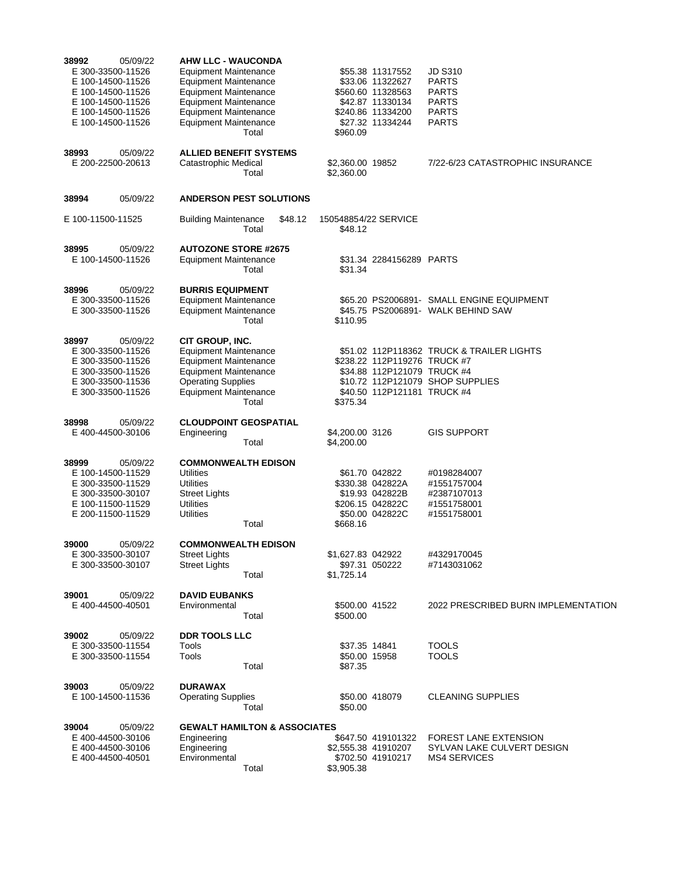| Check | Date | Vendor / Account Description | Amount | Invoice | Description |
|---|---|---|---|---|---|
| **38992** | 05/09/22 | **AHW LLC - WAUCONDA** | | | |
| E 300-33500-11526 | | Equipment Maintenance | $55.38 | 11317552 | JD S310 |
| E 100-14500-11526 | | Equipment Maintenance | $33.06 | 11322627 | PARTS |
| E 100-14500-11526 | | Equipment Maintenance | $560.60 | 11328563 | PARTS |
| E 100-14500-11526 | | Equipment Maintenance | $42.87 | 11330134 | PARTS |
| E 100-14500-11526 | | Equipment Maintenance | $240.86 | 11334200 | PARTS |
| E 100-14500-11526 | | Equipment Maintenance | $27.32 | 11334244 | PARTS |
| | | Total | $960.09 | | |
| **38993** | 05/09/22 | **ALLIED BENEFIT SYSTEMS** | | | |
| E 200-22500-20613 | | Catastrophic Medical | $2,360.00 | 19852 | 7/22-6/23 CATASTROPHIC INSURANCE |
| | | Total | $2,360.00 | | |
| **38994** | 05/09/22 | **ANDERSON PEST SOLUTIONS** | | | |
| E 100-11500-11525 | | Building Maintenance $48.12 | | 150548854/22 | SERVICE |
| | | Total | $48.12 | | |
| **38995** | 05/09/22 | **AUTOZONE STORE #2675** | | | |
| E 100-14500-11526 | | Equipment Maintenance | $31.34 | 2284156289 | PARTS |
| | | Total | $31.34 | | |
| **38996** | 05/09/22 | **BURRIS EQUIPMENT** | | | |
| E 300-33500-11526 | | Equipment Maintenance | $65.20 | PS2006891- | SMALL ENGINE EQUIPMENT |
| E 300-33500-11526 | | Equipment Maintenance | $45.75 | PS2006891- | WALK BEHIND SAW |
| | | Total | $110.95 | | |
| **38997** | 05/09/22 | **CIT GROUP, INC.** | | | |
| E 300-33500-11526 | | Equipment Maintenance | $51.02 | 112P118362 | TRUCK & TRAILER LIGHTS |
| E 300-33500-11526 | | Equipment Maintenance | $238.22 | 112P119276 | TRUCK #7 |
| E 300-33500-11526 | | Equipment Maintenance | $34.88 | 112P121079 | TRUCK #4 |
| E 300-33500-11536 | | Operating Supplies | $10.72 | 112P121079 | SHOP SUPPLIES |
| E 300-33500-11526 | | Equipment Maintenance | $40.50 | 112P121181 | TRUCK #4 |
| | | Total | $375.34 | | |
| **38998** | 05/09/22 | **CLOUDPOINT GEOSPATIAL** | | | |
| E 400-44500-30106 | | Engineering | $4,200.00 | 3126 | GIS SUPPORT |
| | | Total | $4,200.00 | | |
| **38999** | 05/09/22 | **COMMONWEALTH EDISON** | | | |
| E 100-14500-11529 | | Utilities | $61.70 | 042822 | #0198284007 |
| E 300-33500-11529 | | Utilities | $330.38 | 042822A | #1551757004 |
| E 300-33500-30107 | | Street Lights | $19.93 | 042822B | #2387107013 |
| E 100-11500-11529 | | Utilities | $206.15 | 042822C | #1551758001 |
| E 200-11500-11529 | | Utilities | $50.00 | 042822C | #1551758001 |
| | | Total | $668.16 | | |
| **39000** | 05/09/22 | **COMMONWEALTH EDISON** | | | |
| E 300-33500-30107 | | Street Lights | $1,627.83 | 042922 | #4329170045 |
| E 300-33500-30107 | | Street Lights | $97.31 | 050222 | #7143031062 |
| | | Total | $1,725.14 | | |
| **39001** | 05/09/22 | **DAVID EUBANKS** | | | |
| E 400-44500-40501 | | Environmental | $500.00 | 41522 | 2022 PRESCRIBED BURN IMPLEMENTATION |
| | | Total | $500.00 | | |
| **39002** | 05/09/22 | **DDR TOOLS LLC** | | | |
| E 300-33500-11554 | | Tools | $37.35 | 14841 | TOOLS |
| E 300-33500-11554 | | Tools | $50.00 | 15958 | TOOLS |
| | | Total | $87.35 | | |
| **39003** | 05/09/22 | **DURAWAX** | | | |
| E 100-14500-11536 | | Operating Supplies | $50.00 | 418079 | CLEANING SUPPLIES |
| | | Total | $50.00 | | |
| **39004** | 05/09/22 | **GEWALT HAMILTON & ASSOCIATES** | | | |
| E 400-44500-30106 | | Engineering | $647.50 | 419101322 | FOREST LANE EXTENSION |
| E 400-44500-30106 | | Engineering | $2,555.38 | 41910207 | SYLVAN LAKE CULVERT DESIGN |
| E 400-44500-40501 | | Environmental | $702.50 | 41910217 | MS4 SERVICES |
| | | Total | $3,905.38 | | |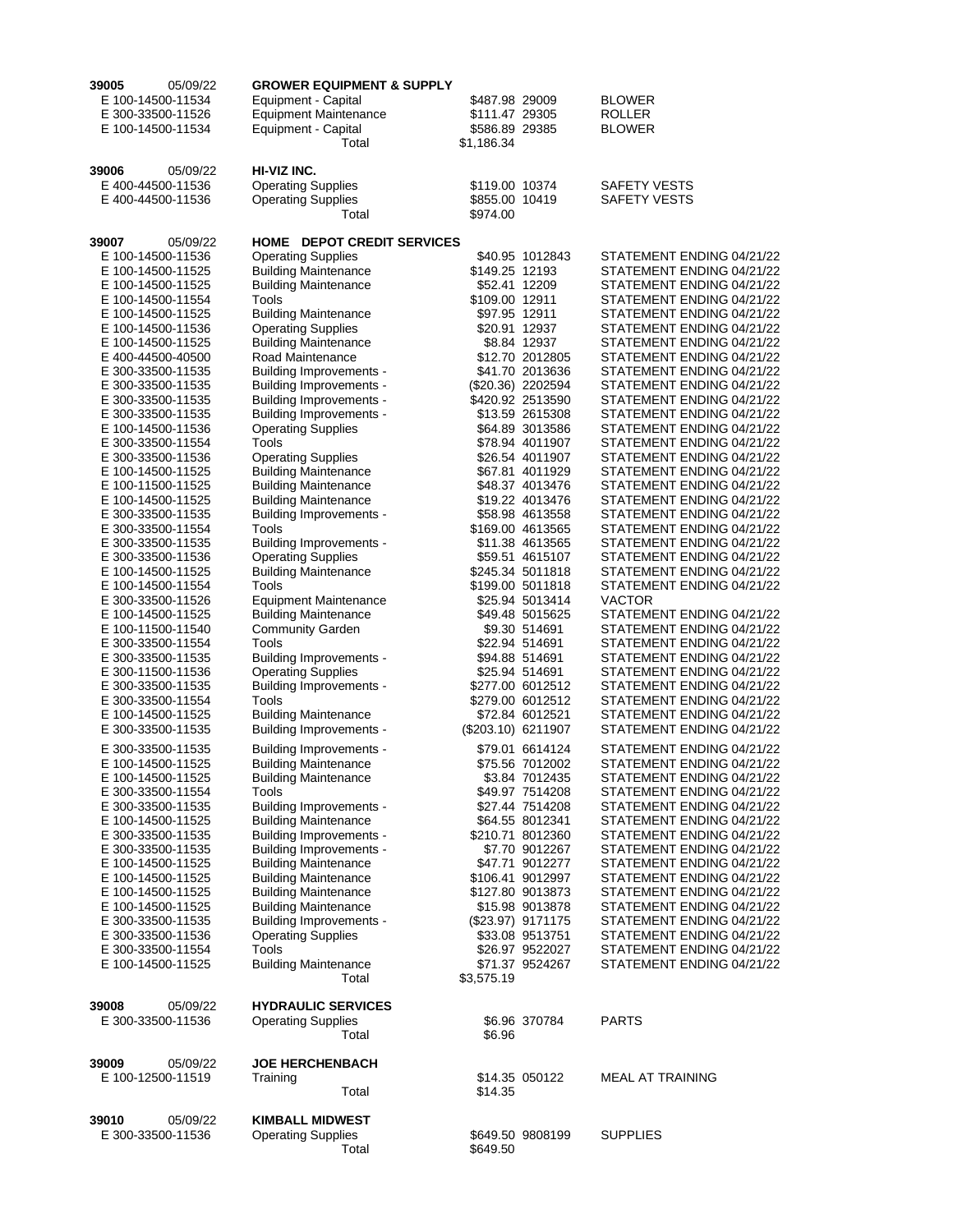| Check | Date | Vendor / Account | Description | Amount | Invoice | Notes |
|---|---|---|---|---|---|---|
| **39005** | 05/09/22 | **GROWER EQUIPMENT & SUPPLY** | | | | |
| | | E 100-14500-11534 | Equipment - Capital | $487.98 | 29009 | BLOWER |
| | | E 300-33500-11526 | Equipment Maintenance | $111.47 | 29305 | ROLLER |
| | | E 100-14500-11534 | Equipment - Capital | $586.89 | 29385 | BLOWER |
| | | | Total | $1,186.34 | | |
| **39006** | 05/09/22 | **HI-VIZ INC.** | | | | |
| | | E 400-44500-11536 | Operating Supplies | $119.00 | 10374 | SAFETY VESTS |
| | | E 400-44500-11536 | Operating Supplies | $855.00 | 10419 | SAFETY VESTS |
| | | | Total | $974.00 | | |
| **39007** | 05/09/22 | **HOME DEPOT CREDIT SERVICES** | | | | |
| | | E 100-14500-11536 | Operating Supplies | $40.95 | 1012843 | STATEMENT ENDING 04/21/22 |
| | | E 100-14500-11525 | Building Maintenance | $149.25 | 12193 | STATEMENT ENDING 04/21/22 |
| | | E 100-14500-11525 | Building Maintenance | $52.41 | 12209 | STATEMENT ENDING 04/21/22 |
| | | E 100-14500-11554 | Tools | $109.00 | 12911 | STATEMENT ENDING 04/21/22 |
| | | E 100-14500-11525 | Building Maintenance | $97.95 | 12911 | STATEMENT ENDING 04/21/22 |
| | | E 100-14500-11536 | Operating Supplies | $20.91 | 12937 | STATEMENT ENDING 04/21/22 |
| | | E 100-14500-11525 | Building Maintenance | $8.84 | 12937 | STATEMENT ENDING 04/21/22 |
| | | E 400-44500-40500 | Road Maintenance | $12.70 | 2012805 | STATEMENT ENDING 04/21/22 |
| | | E 300-33500-11535 | Building Improvements - | $41.70 | 2013636 | STATEMENT ENDING 04/21/22 |
| | | E 300-33500-11535 | Building Improvements - | ($20.36) | 2202594 | STATEMENT ENDING 04/21/22 |
| | | E 300-33500-11535 | Building Improvements - | $420.92 | 2513590 | STATEMENT ENDING 04/21/22 |
| | | E 300-33500-11535 | Building Improvements - | $13.59 | 2615308 | STATEMENT ENDING 04/21/22 |
| | | E 100-14500-11536 | Operating Supplies | $64.89 | 3013586 | STATEMENT ENDING 04/21/22 |
| | | E 300-33500-11554 | Tools | $78.94 | 4011907 | STATEMENT ENDING 04/21/22 |
| | | E 300-33500-11536 | Operating Supplies | $26.54 | 4011907 | STATEMENT ENDING 04/21/22 |
| | | E 100-14500-11525 | Building Maintenance | $67.81 | 4011929 | STATEMENT ENDING 04/21/22 |
| | | E 100-11500-11525 | Building Maintenance | $48.37 | 4013476 | STATEMENT ENDING 04/21/22 |
| | | E 100-14500-11525 | Building Maintenance | $19.22 | 4013476 | STATEMENT ENDING 04/21/22 |
| | | E 300-33500-11535 | Building Improvements - | $58.98 | 4613558 | STATEMENT ENDING 04/21/22 |
| | | E 300-33500-11554 | Tools | $169.00 | 4613565 | STATEMENT ENDING 04/21/22 |
| | | E 300-33500-11535 | Building Improvements - | $11.38 | 4613565 | STATEMENT ENDING 04/21/22 |
| | | E 300-33500-11536 | Operating Supplies | $59.51 | 4615107 | STATEMENT ENDING 04/21/22 |
| | | E 100-14500-11525 | Building Maintenance | $245.34 | 5011818 | STATEMENT ENDING 04/21/22 |
| | | E 100-14500-11554 | Tools | $199.00 | 5011818 | STATEMENT ENDING 04/21/22 |
| | | E 300-33500-11526 | Equipment Maintenance | $25.94 | 5013414 | VACTOR |
| | | E 100-14500-11525 | Building Maintenance | $49.48 | 5015625 | STATEMENT ENDING 04/21/22 |
| | | E 100-11500-11540 | Community Garden | $9.30 | 514691 | STATEMENT ENDING 04/21/22 |
| | | E 300-33500-11554 | Tools | $22.94 | 514691 | STATEMENT ENDING 04/21/22 |
| | | E 300-33500-11535 | Building Improvements - | $94.88 | 514691 | STATEMENT ENDING 04/21/22 |
| | | E 300-11500-11536 | Operating Supplies | $25.94 | 514691 | STATEMENT ENDING 04/21/22 |
| | | E 300-33500-11535 | Building Improvements - | $277.00 | 6012512 | STATEMENT ENDING 04/21/22 |
| | | E 300-33500-11554 | Tools | $279.00 | 6012512 | STATEMENT ENDING 04/21/22 |
| | | E 100-14500-11525 | Building Maintenance | $72.84 | 6012521 | STATEMENT ENDING 04/21/22 |
| | | E 300-33500-11535 | Building Improvements - | ($203.10) | 6211907 | STATEMENT ENDING 04/21/22 |
| | | E 300-33500-11535 | Building Improvements - | $79.01 | 6614124 | STATEMENT ENDING 04/21/22 |
| | | E 100-14500-11525 | Building Maintenance | $75.56 | 7012002 | STATEMENT ENDING 04/21/22 |
| | | E 100-14500-11525 | Building Maintenance | $3.84 | 7012435 | STATEMENT ENDING 04/21/22 |
| | | E 300-33500-11554 | Tools | $49.97 | 7514208 | STATEMENT ENDING 04/21/22 |
| | | E 300-33500-11535 | Building Improvements - | $27.44 | 7514208 | STATEMENT ENDING 04/21/22 |
| | | E 100-14500-11525 | Building Maintenance | $64.55 | 8012341 | STATEMENT ENDING 04/21/22 |
| | | E 300-33500-11535 | Building Improvements - | $210.71 | 8012360 | STATEMENT ENDING 04/21/22 |
| | | E 300-33500-11535 | Building Improvements - | $7.70 | 9012267 | STATEMENT ENDING 04/21/22 |
| | | E 100-14500-11525 | Building Maintenance | $47.71 | 9012277 | STATEMENT ENDING 04/21/22 |
| | | E 100-14500-11525 | Building Maintenance | $106.41 | 9012997 | STATEMENT ENDING 04/21/22 |
| | | E 100-14500-11525 | Building Maintenance | $127.80 | 9013873 | STATEMENT ENDING 04/21/22 |
| | | E 100-14500-11525 | Building Maintenance | $15.98 | 9013878 | STATEMENT ENDING 04/21/22 |
| | | E 300-33500-11535 | Building Improvements - | ($23.97) | 9171175 | STATEMENT ENDING 04/21/22 |
| | | E 300-33500-11536 | Operating Supplies | $33.08 | 9513751 | STATEMENT ENDING 04/21/22 |
| | | E 300-33500-11554 | Tools | $26.97 | 9522027 | STATEMENT ENDING 04/21/22 |
| | | E 100-14500-11525 | Building Maintenance | $71.37 | 9524267 | STATEMENT ENDING 04/21/22 |
| | | | Total | $3,575.19 | | |
| **39008** | 05/09/22 | **HYDRAULIC SERVICES** | | | | |
| | | E 300-33500-11536 | Operating Supplies | $6.96 | 370784 | PARTS |
| | | | Total | $6.96 | | |
| **39009** | 05/09/22 | **JOE HERCHENBACH** | | | | |
| | | E 100-12500-11519 | Training | $14.35 | 050122 | MEAL AT TRAINING |
| | | | Total | $14.35 | | |
| **39010** | 05/09/22 | **KIMBALL MIDWEST** | | | | |
| | | E 300-33500-11536 | Operating Supplies | $649.50 | 9808199 | SUPPLIES |
| | | | Total | $649.50 | | |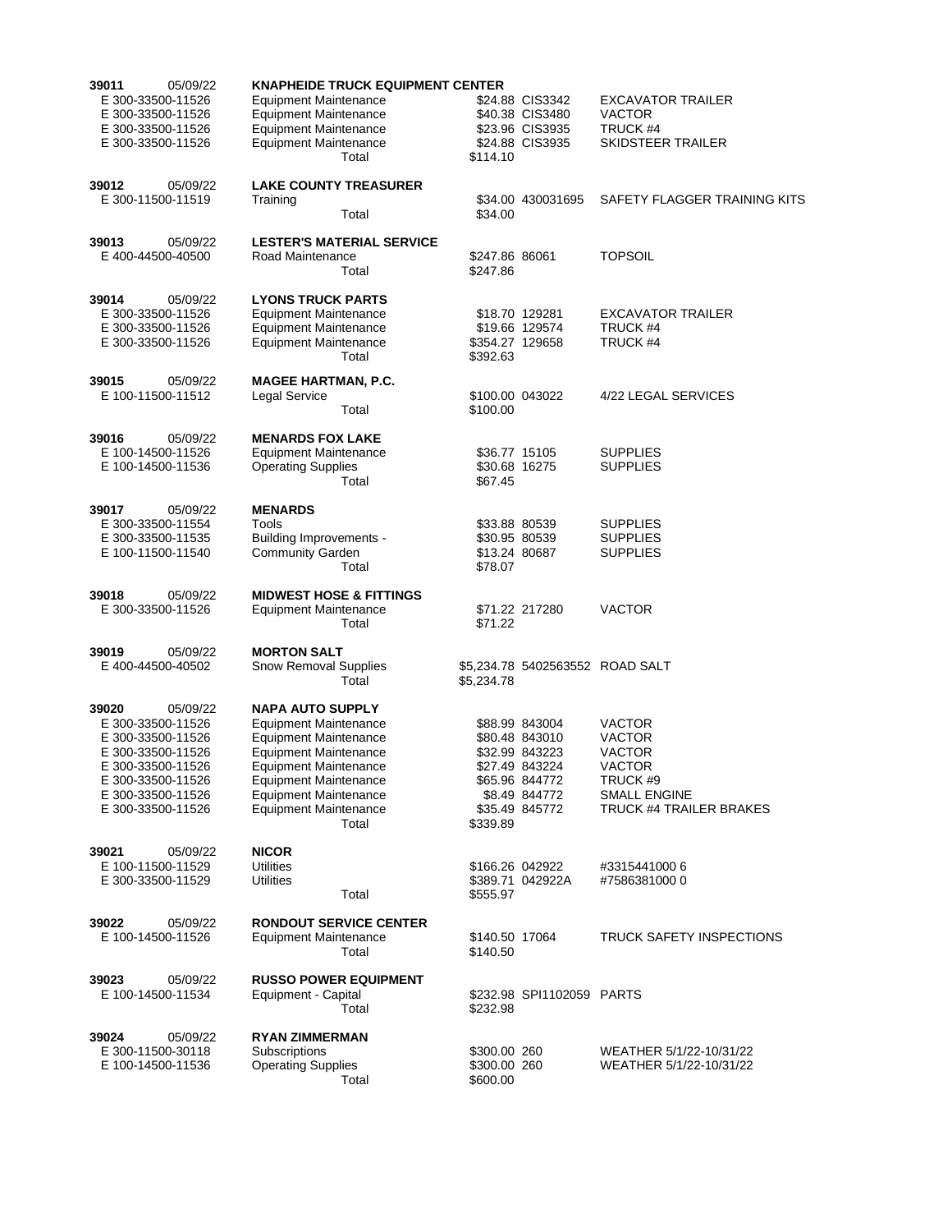| Check / Account | Date / Vendor / Description | Amount | Invoice | Comment |
|---|---|---|---|---|
| **39011** 05/09/22 | **KNAPHEIDE TRUCK EQUIPMENT CENTER** | | | |
| E 300-33500-11526 | Equipment Maintenance | $24.88 | CIS3342 | EXCAVATOR TRAILER |
| E 300-33500-11526 | Equipment Maintenance | $40.38 | CIS3480 | VACTOR |
| E 300-33500-11526 | Equipment Maintenance | $23.96 | CIS3935 | TRUCK #4 |
| E 300-33500-11526 | Equipment Maintenance | $24.88 | CIS3935 | SKIDSTEER TRAILER |
| | Total | $114.10 | | |
| **39012** 05/09/22 | **LAKE COUNTY TREASURER** | | | |
| E 300-11500-11519 | Training | $34.00 | 430031695 | SAFETY FLAGGER TRAINING KITS |
| | Total | $34.00 | | |
| **39013** 05/09/22 | **LESTER'S MATERIAL SERVICE** | | | |
| E 400-44500-40500 | Road Maintenance | $247.86 | 86061 | TOPSOIL |
| | Total | $247.86 | | |
| **39014** 05/09/22 | **LYONS TRUCK PARTS** | | | |
| E 300-33500-11526 | Equipment Maintenance | $18.70 | 129281 | EXCAVATOR TRAILER |
| E 300-33500-11526 | Equipment Maintenance | $19.66 | 129574 | TRUCK #4 |
| E 300-33500-11526 | Equipment Maintenance | $354.27 | 129658 | TRUCK #4 |
| | Total | $392.63 | | |
| **39015** 05/09/22 | **MAGEE HARTMAN, P.C.** | | | |
| E 100-11500-11512 | Legal Service | $100.00 | 043022 | 4/22 LEGAL SERVICES |
| | Total | $100.00 | | |
| **39016** 05/09/22 | **MENARDS FOX LAKE** | | | |
| E 100-14500-11526 | Equipment Maintenance | $36.77 | 15105 | SUPPLIES |
| E 100-14500-11536 | Operating Supplies | $30.68 | 16275 | SUPPLIES |
| | Total | $67.45 | | |
| **39017** 05/09/22 | **MENARDS** | | | |
| E 300-33500-11554 | Tools | $33.88 | 80539 | SUPPLIES |
| E 300-33500-11535 | Building Improvements - | $30.95 | 80539 | SUPPLIES |
| E 100-11500-11540 | Community Garden | $13.24 | 80687 | SUPPLIES |
| | Total | $78.07 | | |
| **39018** 05/09/22 | **MIDWEST HOSE & FITTINGS** | | | |
| E 300-33500-11526 | Equipment Maintenance | $71.22 | 217280 | VACTOR |
| | Total | $71.22 | | |
| **39019** 05/09/22 | **MORTON SALT** | | | |
| E 400-44500-40502 | Snow Removal Supplies | $5,234.78 | 5402563552 | ROAD SALT |
| | Total | $5,234.78 | | |
| **39020** 05/09/22 | **NAPA AUTO SUPPLY** | | | |
| E 300-33500-11526 | Equipment Maintenance | $88.99 | 843004 | VACTOR |
| E 300-33500-11526 | Equipment Maintenance | $80.48 | 843010 | VACTOR |
| E 300-33500-11526 | Equipment Maintenance | $32.99 | 843223 | VACTOR |
| E 300-33500-11526 | Equipment Maintenance | $27.49 | 843224 | VACTOR |
| E 300-33500-11526 | Equipment Maintenance | $65.96 | 844772 | TRUCK #9 |
| E 300-33500-11526 | Equipment Maintenance | $8.49 | 844772 | SMALL ENGINE |
| E 300-33500-11526 | Equipment Maintenance | $35.49 | 845772 | TRUCK #4 TRAILER BRAKES |
| | Total | $339.89 | | |
| **39021** 05/09/22 | **NICOR** | | | |
| E 100-11500-11529 | Utilities | $166.26 | 042922 | #3315441000 6 |
| E 300-33500-11529 | Utilities | $389.71 | 042922A | #7586381000 0 |
| | Total | $555.97 | | |
| **39022** 05/09/22 | **RONDOUT SERVICE CENTER** | | | |
| E 100-14500-11526 | Equipment Maintenance | $140.50 | 17064 | TRUCK SAFETY INSPECTIONS |
| | Total | $140.50 | | |
| **39023** 05/09/22 | **RUSSO POWER EQUIPMENT** | | | |
| E 100-14500-11534 | Equipment - Capital | $232.98 | SPI1102059 | PARTS |
| | Total | $232.98 | | |
| **39024** 05/09/22 | **RYAN ZIMMERMAN** | | | |
| E 300-11500-30118 | Subscriptions | $300.00 | 260 | WEATHER 5/1/22-10/31/22 |
| E 100-14500-11536 | Operating Supplies | $300.00 | 260 | WEATHER 5/1/22-10/31/22 |
| | Total | $600.00 | | |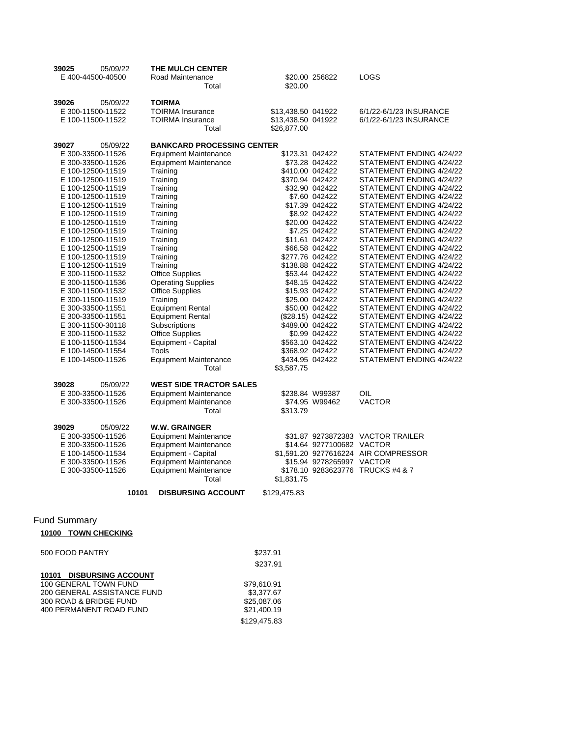| | | | | | |
|---|---|---|---|---|---|
| **39025** | 05/09/22 | **THE MULCH CENTER** | | | |
| E 400-44500-40500 | | Road Maintenance | $20.00 | 256822 | LOGS |
| | | Total | $20.00 | | |
| **39026** | 05/09/22 | **TOIRMA** | | | |
| E 300-11500-11522 | | TOIRMA Insurance | $13,438.50 | 041922 | 6/1/22-6/1/23 INSURANCE |
| E 100-11500-11522 | | TOIRMA Insurance | $13,438.50 | 041922 | 6/1/22-6/1/23 INSURANCE |
| | | Total | $26,877.00 | | |
| **39027** | 05/09/22 | **BANKCARD PROCESSING CENTER** | | | |
| E 300-33500-11526 | | Equipment Maintenance | $123.31 | 042422 | STATEMENT ENDING 4/24/22 |
| E 300-33500-11526 | | Equipment Maintenance | $73.28 | 042422 | STATEMENT ENDING 4/24/22 |
| E 100-12500-11519 | | Training | $410.00 | 042422 | STATEMENT ENDING 4/24/22 |
| E 100-12500-11519 | | Training | $370.94 | 042422 | STATEMENT ENDING 4/24/22 |
| E 100-12500-11519 | | Training | $32.90 | 042422 | STATEMENT ENDING 4/24/22 |
| E 100-12500-11519 | | Training | $7.60 | 042422 | STATEMENT ENDING 4/24/22 |
| E 100-12500-11519 | | Training | $17.39 | 042422 | STATEMENT ENDING 4/24/22 |
| E 100-12500-11519 | | Training | $8.92 | 042422 | STATEMENT ENDING 4/24/22 |
| E 100-12500-11519 | | Training | $20.00 | 042422 | STATEMENT ENDING 4/24/22 |
| E 100-12500-11519 | | Training | $7.25 | 042422 | STATEMENT ENDING 4/24/22 |
| E 100-12500-11519 | | Training | $11.61 | 042422 | STATEMENT ENDING 4/24/22 |
| E 100-12500-11519 | | Training | $66.58 | 042422 | STATEMENT ENDING 4/24/22 |
| E 100-12500-11519 | | Training | $277.76 | 042422 | STATEMENT ENDING 4/24/22 |
| E 100-12500-11519 | | Training | $138.88 | 042422 | STATEMENT ENDING 4/24/22 |
| E 300-11500-11532 | | Office Supplies | $53.44 | 042422 | STATEMENT ENDING 4/24/22 |
| E 300-11500-11536 | | Operating Supplies | $48.15 | 042422 | STATEMENT ENDING 4/24/22 |
| E 300-11500-11532 | | Office Supplies | $15.93 | 042422 | STATEMENT ENDING 4/24/22 |
| E 300-11500-11519 | | Training | $25.00 | 042422 | STATEMENT ENDING 4/24/22 |
| E 300-33500-11551 | | Equipment Rental | $50.00 | 042422 | STATEMENT ENDING 4/24/22 |
| E 300-33500-11551 | | Equipment Rental | ($28.15) | 042422 | STATEMENT ENDING 4/24/22 |
| E 300-11500-30118 | | Subscriptions | $489.00 | 042422 | STATEMENT ENDING 4/24/22 |
| E 300-11500-11532 | | Office Supplies | $0.99 | 042422 | STATEMENT ENDING 4/24/22 |
| E 100-11500-11534 | | Equipment - Capital | $563.10 | 042422 | STATEMENT ENDING 4/24/22 |
| E 100-14500-11554 | | Tools | $368.92 | 042422 | STATEMENT ENDING 4/24/22 |
| E 100-14500-11526 | | Equipment Maintenance | $434.95 | 042422 | STATEMENT ENDING 4/24/22 |
| | | Total | $3,587.75 | | |
| **39028** | 05/09/22 | **WEST SIDE TRACTOR SALES** | | | |
| E 300-33500-11526 | | Equipment Maintenance | $238.84 | W99387 | OIL |
| E 300-33500-11526 | | Equipment Maintenance | $74.95 | W99462 | VACTOR |
| | | Total | $313.79 | | |
| **39029** | 05/09/22 | **W.W. GRAINGER** | | | |
| E 300-33500-11526 | | Equipment Maintenance | $31.87 | 9273872383 | VACTOR TRAILER |
| E 300-33500-11526 | | Equipment Maintenance | $14.64 | 9277100682 | VACTOR |
| E 100-14500-11534 | | Equipment - Capital | $1,591.20 | 9277616224 | AIR COMPRESSOR |
| E 300-33500-11526 | | Equipment Maintenance | $15.94 | 9278265997 | VACTOR |
| E 300-33500-11526 | | Equipment Maintenance | $178.10 | 9283623776 | TRUCKS #4 & 7 |
| | | Total | $1,831.75 | | |
| | **10101** | **DISBURSING ACCOUNT** | $129,475.83 | | |

## Fund Summary

**10100 TOWN CHECKING**

| | |
|---|---|
| 500 FOOD PANTRY | $237.91 |
| | $237.91 |

**10101 DISBURSING ACCOUNT**

| | |
|---|---|
| 100 GENERAL TOWN FUND | $79,610.91 |
| 200 GENERAL ASSISTANCE FUND | $3,377.67 |
| 300 ROAD & BRIDGE FUND | $25,087.06 |
| 400 PERMANENT ROAD FUND | $21,400.19 |
| | $129,475.83 |